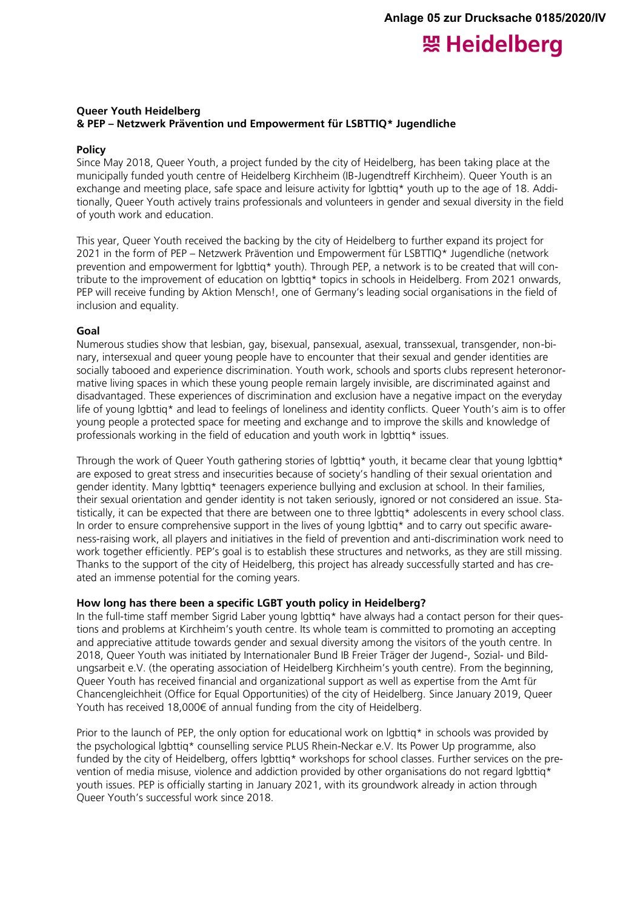**Queer Youth Heidelberg**
**& PEP – Netzwerk Prävention und Empowerment für LSBTTIQ* Jugendliche**

**Policy**

Since May 2018, Queer Youth, a project funded by the city of Heidelberg, has been taking place at the municipally funded youth centre of Heidelberg Kirchheim (IB-Jugendtreff Kirchheim). Queer Youth is an exchange and meeting place, safe space and leisure activity for lgbttiq* youth up to the age of 18. Additionally, Queer Youth actively trains professionals and volunteers in gender and sexual diversity in the field of youth work and education.

This year, Queer Youth received the backing by the city of Heidelberg to further expand its project for 2021 in the form of PEP – Netzwerk Prävention und Empowerment für LSBTTIQ* Jugendliche (network prevention and empowerment for lgbttiq* youth). Through PEP, a network is to be created that will contribute to the improvement of education on lgbttiq* topics in schools in Heidelberg. From 2021 onwards, PEP will receive funding by Aktion Mensch!, one of Germany's leading social organisations in the field of inclusion and equality.

**Goal**

Numerous studies show that lesbian, gay, bisexual, pansexual, asexual, transsexual, transgender, non-binary, intersexual and queer young people have to encounter that their sexual and gender identities are socially tabooed and experience discrimination. Youth work, schools and sports clubs represent heteronormative living spaces in which these young people remain largely invisible, are discriminated against and disadvantaged. These experiences of discrimination and exclusion have a negative impact on the everyday life of young lgbttiq* and lead to feelings of loneliness and identity conflicts. Queer Youth's aim is to offer young people a protected space for meeting and exchange and to improve the skills and knowledge of professionals working in the field of education and youth work in lgbttiq* issues.

Through the work of Queer Youth gathering stories of lgbttiq* youth, it became clear that young lgbttiq* are exposed to great stress and insecurities because of society's handling of their sexual orientation and gender identity. Many lgbttiq* teenagers experience bullying and exclusion at school. In their families, their sexual orientation and gender identity is not taken seriously, ignored or not considered an issue. Statistically, it can be expected that there are between one to three lgbttiq* adolescents in every school class. In order to ensure comprehensive support in the lives of young lgbttiq* and to carry out specific awareness-raising work, all players and initiatives in the field of prevention and anti-discrimination work need to work together efficiently. PEP's goal is to establish these structures and networks, as they are still missing. Thanks to the support of the city of Heidelberg, this project has already successfully started and has created an immense potential for the coming years.

**How long has there been a specific LGBT youth policy in Heidelberg?**

In the full-time staff member Sigrid Laber young lgbttiq* have always had a contact person for their questions and problems at Kirchheim's youth centre. Its whole team is committed to promoting an accepting and appreciative attitude towards gender and sexual diversity among the visitors of the youth centre. In 2018, Queer Youth was initiated by Internationaler Bund IB Freier Träger der Jugend-, Sozial- und Bildungsarbeit e.V. (the operating association of Heidelberg Kirchheim's youth centre). From the beginning, Queer Youth has received financial and organizational support as well as expertise from the Amt für Chancengleichheit (Office for Equal Opportunities) of the city of Heidelberg. Since January 2019, Queer Youth has received 18,000€ of annual funding from the city of Heidelberg.

Prior to the launch of PEP, the only option for educational work on lgbttiq* in schools was provided by the psychological lgbttiq* counselling service PLUS Rhein-Neckar e.V. Its Power Up programme, also funded by the city of Heidelberg, offers lgbttiq* workshops for school classes. Further services on the prevention of media misuse, violence and addiction provided by other organisations do not regard lgbttiq* youth issues. PEP is officially starting in January 2021, with its groundwork already in action through Queer Youth's successful work since 2018.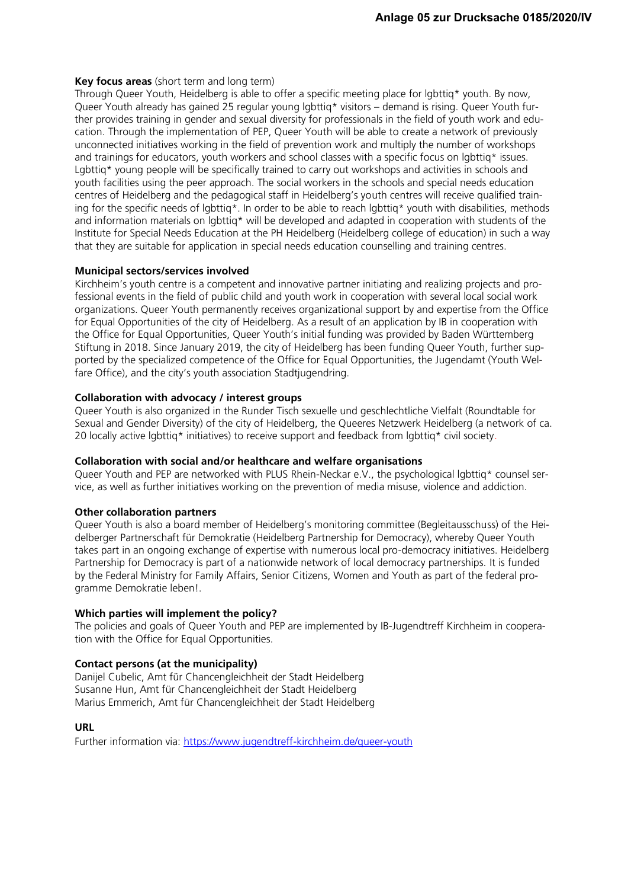**Key focus areas** (short term and long term)
Through Queer Youth, Heidelberg is able to offer a specific meeting place for lgbttiq* youth. By now, Queer Youth already has gained 25 regular young lgbttiq* visitors – demand is rising. Queer Youth further provides training in gender and sexual diversity for professionals in the field of youth work and education. Through the implementation of PEP, Queer Youth will be able to create a network of previously unconnected initiatives working in the field of prevention work and multiply the number of workshops and trainings for educators, youth workers and school classes with a specific focus on lgbttiq* issues. Lgbttiq* young people will be specifically trained to carry out workshops and activities in schools and youth facilities using the peer approach. The social workers in the schools and special needs education centres of Heidelberg and the pedagogical staff in Heidelberg's youth centres will receive qualified training for the specific needs of lgbttiq*. In order to be able to reach lgbttiq* youth with disabilities, methods and information materials on lgbttiq* will be developed and adapted in cooperation with students of the Institute for Special Needs Education at the PH Heidelberg (Heidelberg college of education) in such a way that they are suitable for application in special needs education counselling and training centres.

**Municipal sectors/services involved**
Kirchheim's youth centre is a competent and innovative partner initiating and realizing projects and professional events in the field of public child and youth work in cooperation with several local social work organizations. Queer Youth permanently receives organizational support by and expertise from the Office for Equal Opportunities of the city of Heidelberg. As a result of an application by IB in cooperation with the Office for Equal Opportunities, Queer Youth's initial funding was provided by Baden Württemberg Stiftung in 2018. Since January 2019, the city of Heidelberg has been funding Queer Youth, further supported by the specialized competence of the Office for Equal Opportunities, the Jugendamt (Youth Welfare Office), and the city's youth association Stadtjugendring.

**Collaboration with advocacy / interest groups**
Queer Youth is also organized in the Runder Tisch sexuelle und geschlechtliche Vielfalt (Roundtable for Sexual and Gender Diversity) of the city of Heidelberg, the Queeres Netzwerk Heidelberg (a network of ca. 20 locally active lgbttiq* initiatives) to receive support and feedback from lgbttiq* civil society.

**Collaboration with social and/or healthcare and welfare organisations**
Queer Youth and PEP are networked with PLUS Rhein-Neckar e.V., the psychological lgbttiq* counsel service, as well as further initiatives working on the prevention of media misuse, violence and addiction.

**Other collaboration partners**
Queer Youth is also a board member of Heidelberg's monitoring committee (Begleitausschuss) of the Heidelberger Partnerschaft für Demokratie (Heidelberg Partnership for Democracy), whereby Queer Youth takes part in an ongoing exchange of expertise with numerous local pro-democracy initiatives. Heidelberg Partnership for Democracy is part of a nationwide network of local democracy partnerships. It is funded by the Federal Ministry for Family Affairs, Senior Citizens, Women and Youth as part of the federal programme Demokratie leben!.

**Which parties will implement the policy?**
The policies and goals of Queer Youth and PEP are implemented by IB-Jugendtreff Kirchheim in cooperation with the Office for Equal Opportunities.

**Contact persons (at the municipality)**
Danijel Cubelic, Amt für Chancengleichheit der Stadt Heidelberg
Susanne Hun, Amt für Chancengleichheit der Stadt Heidelberg
Marius Emmerich, Amt für Chancengleichheit der Stadt Heidelberg

**URL**
Further information via: https://www.jugendtreff-kirchheim.de/queer-youth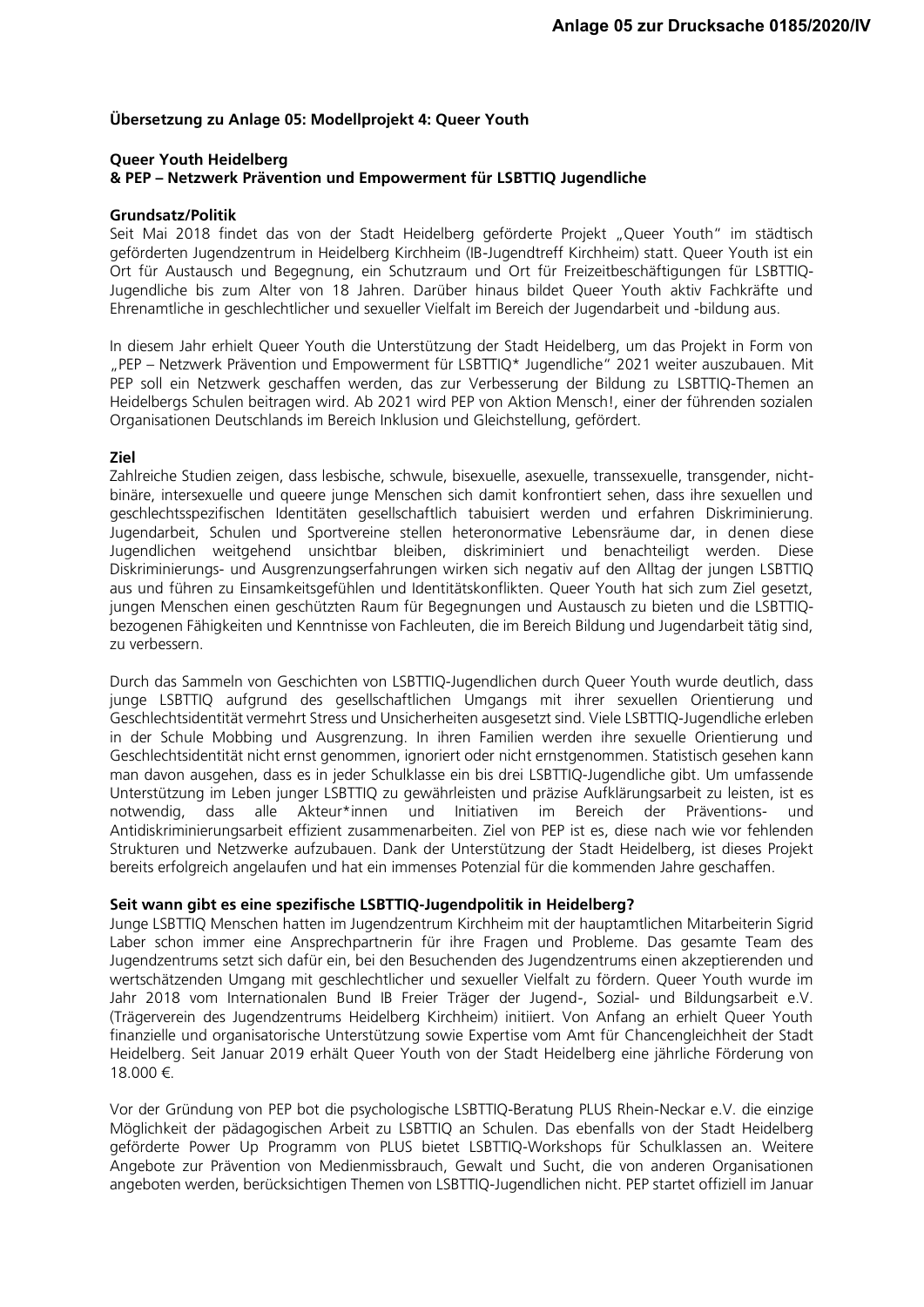Anlage 05 zur Drucksache 0185/2020/IV

**Übersetzung zu Anlage 05: Modellprojekt 4: Queer Youth**

**Queer Youth Heidelberg**
**& PEP – Netzwerk Prävention und Empowerment für LSBTTIQ Jugendliche**

**Grundsatz/Politik**
Seit Mai 2018 findet das von der Stadt Heidelberg geförderte Projekt „Queer Youth" im städtisch geförderten Jugendzentrum in Heidelberg Kirchheim (IB-Jugendtreff Kirchheim) statt. Queer Youth ist ein Ort für Austausch und Begegnung, ein Schutzraum und Ort für Freizeitbeschäftigungen für LSBTTIQ-Jugendliche bis zum Alter von 18 Jahren. Darüber hinaus bildet Queer Youth aktiv Fachkräfte und Ehrenamtliche in geschlechtlicher und sexueller Vielfalt im Bereich der Jugendarbeit und -bildung aus.

In diesem Jahr erhielt Queer Youth die Unterstützung der Stadt Heidelberg, um das Projekt in Form von „PEP – Netzwerk Prävention und Empowerment für LSBTTIQ* Jugendliche" 2021 weiter auszubauen. Mit PEP soll ein Netzwerk geschaffen werden, das zur Verbesserung der Bildung zu LSBTTIQ-Themen an Heidelbergs Schulen beitragen wird. Ab 2021 wird PEP von Aktion Mensch!, einer der führenden sozialen Organisationen Deutschlands im Bereich Inklusion und Gleichstellung, gefördert.

**Ziel**
Zahlreiche Studien zeigen, dass lesbische, schwule, bisexuelle, asexuelle, transsexuelle, transgender, nicht-binäre, intersexuelle und queere junge Menschen sich damit konfrontiert sehen, dass ihre sexuellen und geschlechtsspezifischen Identitäten gesellschaftlich tabuisiert werden und erfahren Diskriminierung. Jugendarbeit, Schulen und Sportvereine stellen heteronormative Lebensräume dar, in denen diese Jugendlichen weitgehend unsichtbar bleiben, diskriminiert und benachteiligt werden. Diese Diskriminierungs- und Ausgrenzungserfahrungen wirken sich negativ auf den Alltag der jungen LSBTTIQ aus und führen zu Einsamkeitsgefühlen und Identitätskonflikten. Queer Youth hat sich zum Ziel gesetzt, jungen Menschen einen geschützten Raum für Begegnungen und Austausch zu bieten und die LSBTTIQ-bezogenen Fähigkeiten und Kenntnisse von Fachleuten, die im Bereich Bildung und Jugendarbeit tätig sind, zu verbessern.

Durch das Sammeln von Geschichten von LSBTTIQ-Jugendlichen durch Queer Youth wurde deutlich, dass junge LSBTTIQ aufgrund des gesellschaftlichen Umgangs mit ihrer sexuellen Orientierung und Geschlechtsidentität vermehrt Stress und Unsicherheiten ausgesetzt sind. Viele LSBTTIQ-Jugendliche erleben in der Schule Mobbing und Ausgrenzung. In ihren Familien werden ihre sexuelle Orientierung und Geschlechtsidentität nicht ernst genommen, ignoriert oder nicht ernstgenommen. Statistisch gesehen kann man davon ausgehen, dass es in jeder Schulklasse ein bis drei LSBTTIQ-Jugendliche gibt. Um umfassende Unterstützung im Leben junger LSBTTIQ zu gewährleisten und präzise Aufklärungsarbeit zu leisten, ist es notwendig, dass alle Akteur*innen und Initiativen im Bereich der Präventions- und Antidiskriminierungsarbeit effizient zusammenarbeiten. Ziel von PEP ist es, diese nach wie vor fehlenden Strukturen und Netzwerke aufzubauen. Dank der Unterstützung der Stadt Heidelberg, ist dieses Projekt bereits erfolgreich angelaufen und hat ein immenses Potenzial für die kommenden Jahre geschaffen.

**Seit wann gibt es eine spezifische LSBTTIQ-Jugendpolitik in Heidelberg?**
Junge LSBTTIQ Menschen hatten im Jugendzentrum Kirchheim mit der hauptamtlichen Mitarbeiterin Sigrid Laber schon immer eine Ansprechpartnerin für ihre Fragen und Probleme. Das gesamte Team des Jugendzentrums setzt sich dafür ein, bei den Besuchenden des Jugendzentrums einen akzeptierenden und wertschätzenden Umgang mit geschlechtlicher und sexueller Vielfalt zu fördern. Queer Youth wurde im Jahr 2018 vom Internationalen Bund IB Freier Träger der Jugend-, Sozial- und Bildungsarbeit e.V. (Trägerverein des Jugendzentrums Heidelberg Kirchheim) initiiert. Von Anfang an erhielt Queer Youth finanzielle und organisatorische Unterstützung sowie Expertise vom Amt für Chancengleichheit der Stadt Heidelberg. Seit Januar 2019 erhält Queer Youth von der Stadt Heidelberg eine jährliche Förderung von 18.000 €.

Vor der Gründung von PEP bot die psychologische LSBTTIQ-Beratung PLUS Rhein-Neckar e.V. die einzige Möglichkeit der pädagogischen Arbeit zu LSBTTIQ an Schulen. Das ebenfalls von der Stadt Heidelberg geförderte Power Up Programm von PLUS bietet LSBTTIQ-Workshops für Schulklassen an. Weitere Angebote zur Prävention von Medienmissbrauch, Gewalt und Sucht, die von anderen Organisationen angeboten werden, berücksichtigen Themen von LSBTTIQ-Jugendlichen nicht. PEP startet offiziell im Januar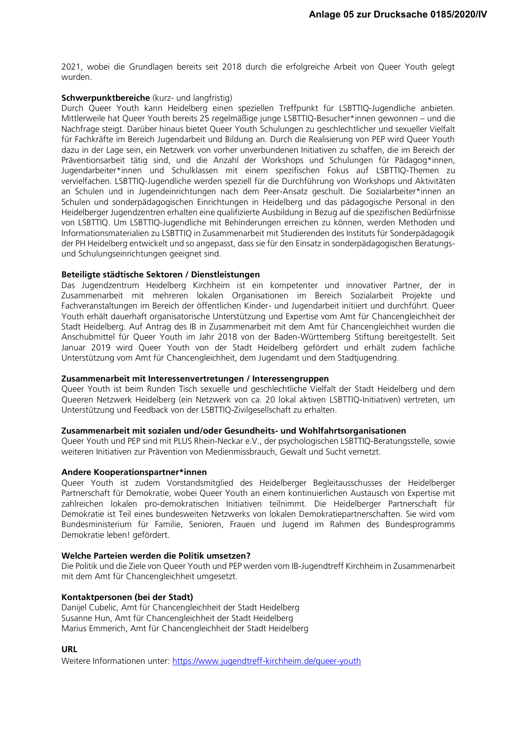2021, wobei die Grundlagen bereits seit 2018 durch die erfolgreiche Arbeit von Queer Youth gelegt wurden.

**Schwerpunktbereiche** (kurz- und langfristig)
Durch Queer Youth kann Heidelberg einen speziellen Treffpunkt für LSBTTIQ-Jugendliche anbieten. Mittlerweile hat Queer Youth bereits 25 regelmäßige junge LSBTTIQ-Besucher*innen gewonnen – und die Nachfrage steigt. Darüber hinaus bietet Queer Youth Schulungen zu geschlechtlicher und sexueller Vielfalt für Fachkräfte im Bereich Jugendarbeit und Bildung an. Durch die Realisierung von PEP wird Queer Youth dazu in der Lage sein, ein Netzwerk von vorher unverbundenen Initiativen zu schaffen, die im Bereich der Präventionsarbeit tätig sind, und die Anzahl der Workshops und Schulungen für Pädagog*innen, Jugendarbeiter*innen und Schulklassen mit einem spezifischen Fokus auf LSBTTIQ-Themen zu vervielfachen. LSBTTIQ-Jugendliche werden speziell für die Durchführung von Workshops und Aktivitäten an Schulen und in Jugendeinrichtungen nach dem Peer-Ansatz geschult. Die Sozialarbeiter*innen an Schulen und sonderpädagogischen Einrichtungen in Heidelberg und das pädagogische Personal in den Heidelberger Jugendzentren erhalten eine qualifizierte Ausbildung in Bezug auf die spezifischen Bedürfnisse von LSBTTIQ. Um LSBTTIQ-Jugendliche mit Behinderungen erreichen zu können, werden Methoden und Informationsmaterialien zu LSBTTIQ in Zusammenarbeit mit Studierenden des Instituts für Sonderpädagogik der PH Heidelberg entwickelt und so angepasst, dass sie für den Einsatz in sonderpädagogischen Beratungs- und Schulungseinrichtungen geeignet sind.

**Beteiligte städtische Sektoren / Dienstleistungen**
Das Jugendzentrum Heidelberg Kirchheim ist ein kompetenter und innovativer Partner, der in Zusammenarbeit mit mehreren lokalen Organisationen im Bereich Sozialarbeit Projekte und Fachveranstaltungen im Bereich der öffentlichen Kinder- und Jugendarbeit initiiert und durchführt. Queer Youth erhält dauerhaft organisatorische Unterstützung und Expertise vom Amt für Chancengleichheit der Stadt Heidelberg. Auf Antrag des IB in Zusammenarbeit mit dem Amt für Chancengleichheit wurden die Anschubmittel für Queer Youth im Jahr 2018 von der Baden-Württemberg Stiftung bereitgestellt. Seit Januar 2019 wird Queer Youth von der Stadt Heidelberg gefördert und erhält zudem fachliche Unterstützung vom Amt für Chancengleichheit, dem Jugendamt und dem Stadtjugendring.

**Zusammenarbeit mit Interessenvertretungen / Interessengruppen**
Queer Youth ist beim Runden Tisch sexuelle und geschlechtliche Vielfalt der Stadt Heidelberg und dem Queeren Netzwerk Heidelberg (ein Netzwerk von ca. 20 lokal aktiven LSBTTIQ-Initiativen) vertreten, um Unterstützung und Feedback von der LSBTTIQ-Zivilgesellschaft zu erhalten.

**Zusammenarbeit mit sozialen und/oder Gesundheits- und Wohlfahrtsorganisationen**
Queer Youth und PEP sind mit PLUS Rhein-Neckar e.V., der psychologischen LSBTTIQ-Beratungsstelle, sowie weiteren Initiativen zur Prävention von Medienmissbrauch, Gewalt und Sucht vernetzt.

**Andere Kooperationspartner*innen**
Queer Youth ist zudem Vorstandsmitglied des Heidelberger Begleitausschusses der Heidelberger Partnerschaft für Demokratie, wobei Queer Youth an einem kontinuierlichen Austausch von Expertise mit zahlreichen lokalen pro-demokratischen Initiativen teilnimmt. Die Heidelberger Partnerschaft für Demokratie ist Teil eines bundesweiten Netzwerks von lokalen Demokratiepartnerschaften. Sie wird vom Bundesministerium für Familie, Senioren, Frauen und Jugend im Rahmen des Bundesprogramms Demokratie leben! gefördert.

**Welche Parteien werden die Politik umsetzen?**
Die Politik und die Ziele von Queer Youth und PEP werden vom IB-Jugendtreff Kirchheim in Zusammenarbeit mit dem Amt für Chancengleichheit umgesetzt.

**Kontaktpersonen (bei der Stadt)**
Danijel Cubelic, Amt für Chancengleichheit der Stadt Heidelberg
Susanne Hun, Amt für Chancengleichheit der Stadt Heidelberg
Marius Emmerich, Amt für Chancengleichheit der Stadt Heidelberg

**URL**
Weitere Informationen unter: https://www.jugendtreff-kirchheim.de/queer-youth